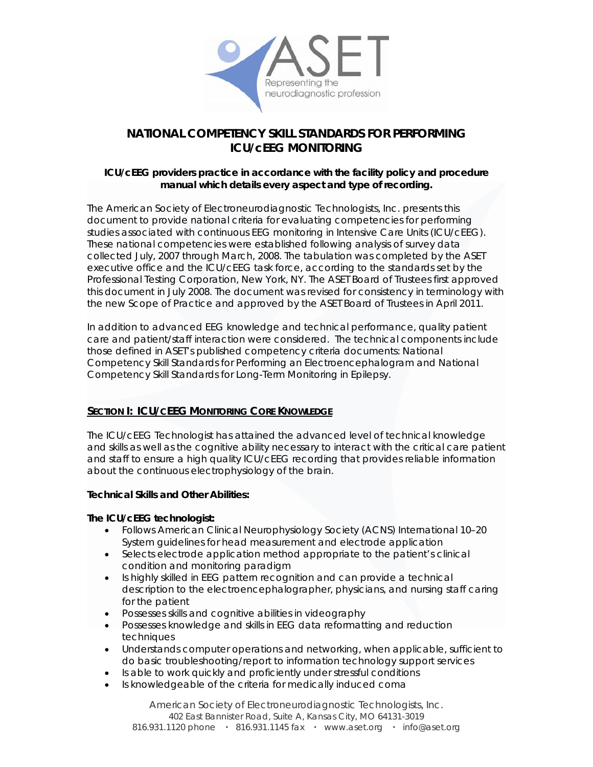# NATIONAL COMPETENCY SKILL STANDARDS FOR PERFORMING ICU/cEEG MONITORING

**ICU/cEEG providers practice in accordance with the facility policy and procedure manual which details every aspect and type of recording.**

The American Society of Electroneurodiagnostic Technologists, Inc. presents this document to provide national criteria for evaluating competencies for performing studies associated with continuous EEG monitoring in Intensive Care Units (ICU/cEEG). These national competencies were established following analysis of survey data collected July, 2007 through March, 2008. The tabulation was completed by the ASET executive office and the ICU/cEEG task force, according to the standards set by the Professional Testing Corporation, New York, NY. The ASET Board of Trustees first approved this document in July 2008. The document was revised for consistency in terminology with the new Scope of Practice and approved by the ASET Board of Trustees in April 2011.

In addition to advanced EEG knowledge and technical performance, quality patient care and patient/staff interaction were considered. The technical components include those defined in ASET's published competency criteria documents: National Competency Skill Standards for Performing an Electroencephalogram and National Competency Skill Standards for Long-Term Monitoring in Epilepsy.

## SECTION I: ICU/cEEG MONITORING CORE KNOWLEDGE

The ICU/cEEG Technologist has attained the advanced level of technical knowledge and skills as well as the cognitive ability necessary to interact with the critical care patient and staff to ensure a high quality ICU/cEEG recording that provides reliable information about the continuous electrophysiology of the brain.

**Technical Skills and Other Abilities:**

**The ICU/cEEG technologist:**

- Follows American Clinical Neurophysiology Society (ACNS) International 10–20 System guidelines for head measurement and electrode application
- Selects electrode application method appropriate to the patient's clinical condition and monitoring paradigm
- Is highly skilled in EEG pattern recognition and can provide a technical description to the electroencephalographer, physicians, and nursing staff caring for the patient
- Possesses skills and cognitive abilities in videography
- Possesses knowledge and skills in EEG data reformatting and reduction techniques
- Understands computer operations and networking, when applicable, sufficient to do basic troubleshooting/report to information technology support services
- Is able to work quickly and proficiently under stressful conditions
- Is knowledgeable of the criteria for medically induced coma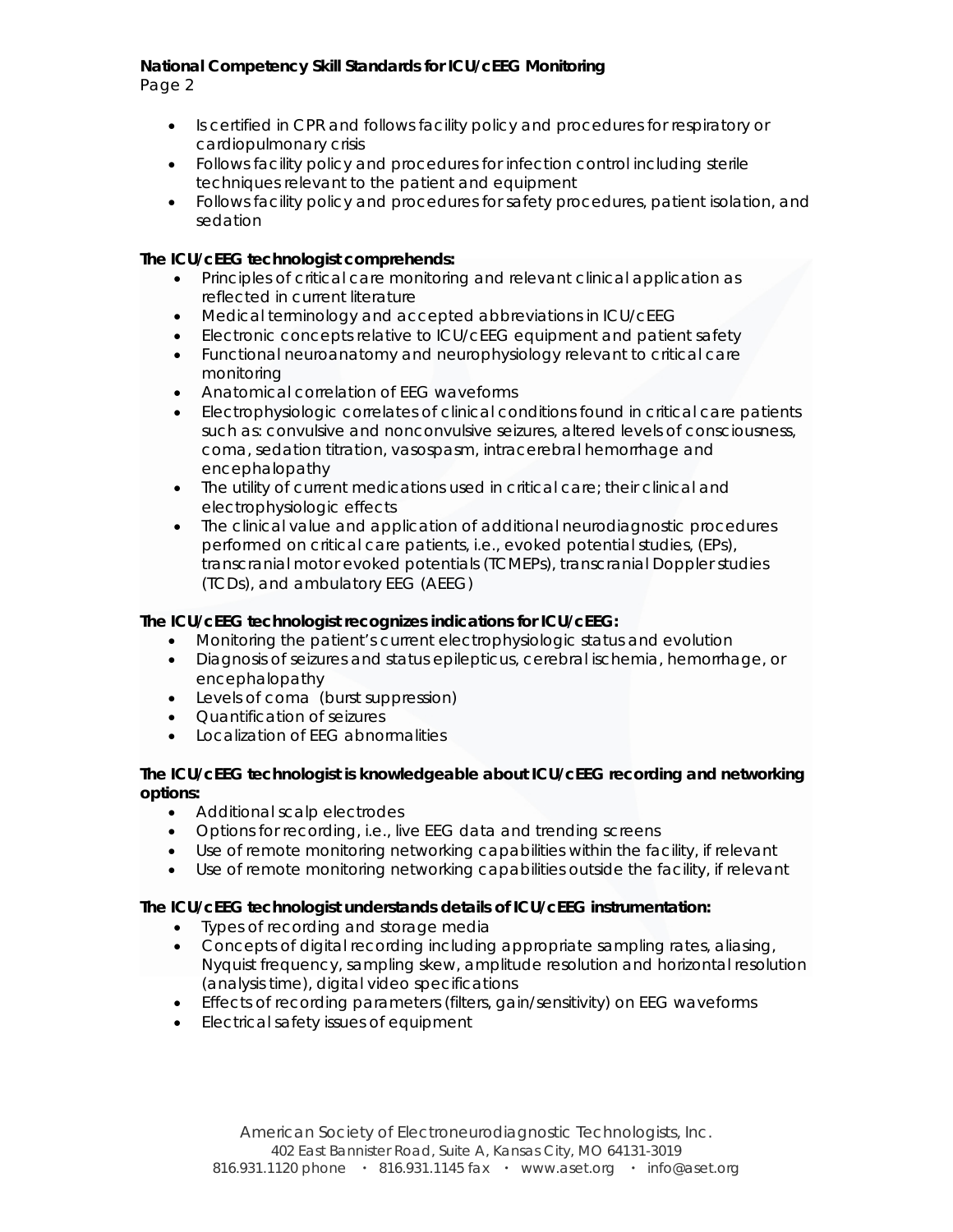- Is certified in CPR and follows facility policy and procedures for respiratory or cardiopulmonary crisis
- Follows facility policy and procedures for infection control including sterile techniques relevant to the patient and equipment
- Follows facility policy and procedures for safety procedures, patient isolation, and sedation

**The ICU/cEEG technologist comprehends:**

- Principles of critical care monitoring and relevant clinical application as reflected in current literature
- Medical terminology and accepted abbreviations in ICU/cEEG
- Electronic concepts relative to ICU/cEEG equipment and patient safety
- Functional neuroanatomy and neurophysiology relevant to critical care monitoring
- Anatomical correlation of EEG waveforms
- Electrophysiologic correlates of clinical conditions found in critical care patients such as: convulsive and nonconvulsive seizures, altered levels of consciousness, coma, sedation titration, vasospasm, intracerebral hemorrhage and encephalopathy
- The utility of current medications used in critical care; their clinical and electrophysiologic effects
- The clinical value and application of additional neurodiagnostic procedures performed on critical care patients, i.e., evoked potential studies, (EPs), transcranial motor evoked potentials (TCMEPs), transcranial Doppler studies (TCDs), and ambulatory EEG (AEEG)

**The ICU/cEEG technologist recognizes indications for ICU/cEEG:**

- Monitoring the patient's current electrophysiologic status and evolution
- Diagnosis of seizures and status epilepticus, cerebral ischemia, hemorrhage, or encephalopathy
- Levels of coma (burst suppression)
- Quantification of seizures
- Localization of EEG abnormalities

**The ICU/cEEG technologist is knowledgeable about ICU/cEEG recording and networking options:**

- Additional scalp electrodes
- Options for recording, i.e., live EEG data and trending screens
- Use of remote monitoring networking capabilities within the facility, if relevant
- Use of remote monitoring networking capabilities outside the facility, if relevant

**The ICU/cEEG technologist understands details of ICU/cEEG instrumentation:**

- Types of recording and storage media
- Concepts of digital recording including appropriate sampling rates, aliasing, Nyquist frequency, sampling skew, amplitude resolution and horizontal resolution (analysis time), digital video specifications
- Effects of recording parameters (filters, gain/sensitivity) on EEG waveforms
- Electrical safety issues of equipment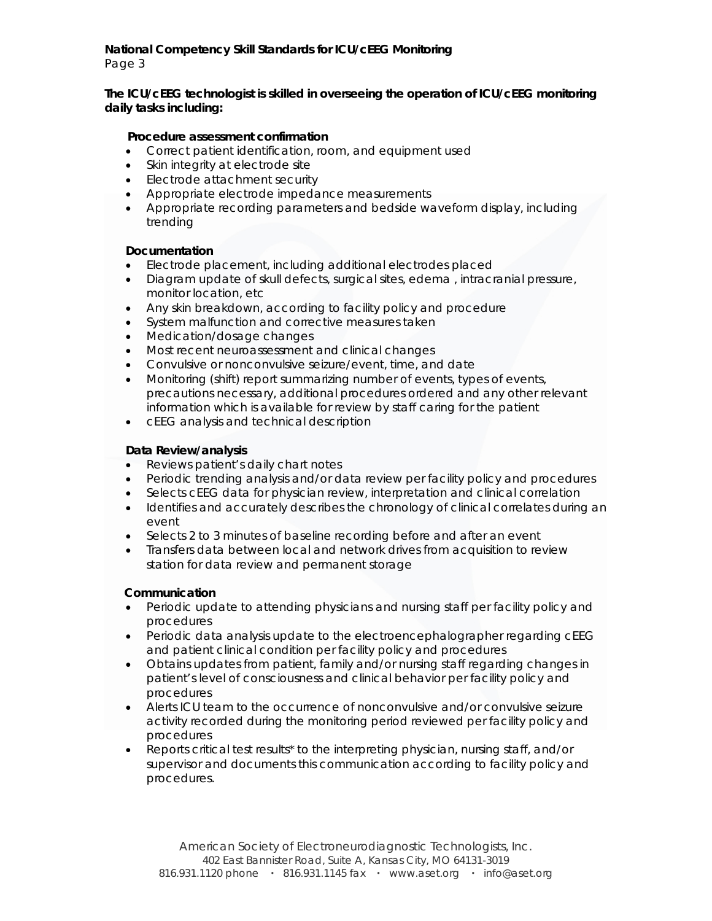**The ICU/cEEG technologist is skilled in overseeing the operation of ICU/cEEG monitoring daily tasks including:**

**Procedure assessment confirmation**

- Correct patient identification, room, and equipment used
- Skin integrity at electrode site
- Electrode attachment security
- Appropriate electrode impedance measurements
- Appropriate recording parameters and bedside waveform display, including trending

**Documentation**

- Electrode placement, including additional electrodes placed
- Diagram update of skull defects, surgical sites, edema , intracranial pressure, monitor location, etc
- Any skin breakdown, according to facility policy and procedure
- System malfunction and corrective measures taken
- Medication/dosage changes
- Most recent neuroassessment and clinical changes
- Convulsive or nonconvulsive seizure/event, time, and date
- Monitoring (shift) report summarizing number of events, types of events, precautions necessary, additional procedures ordered and any other relevant information which is available for review by staff caring for the patient
- cEEG analysis and technical description

**Data Review/analysis**

- Reviews patient's daily chart notes
- Periodic trending analysis and/or data review per facility policy and procedures
- Selects cEEG data for physician review, interpretation and clinical correlation
- Identifies and accurately describes the chronology of clinical correlates during an event
- Selects 2 to 3 minutes of baseline recording before and after an event
- Transfers data between local and network drives from acquisition to review station for data review and permanent storage

**Communication**

- Periodic update to attending physicians and nursing staff per facility policy and procedures
- Periodic data analysis update to the electroencephalographer regarding cEEG and patient clinical condition per facility policy and procedures
- Obtains updates from patient, family and/or nursing staff regarding changes in patient's level of consciousness and clinical behavior per facility policy and procedures
- Alerts ICU team to the occurrence of nonconvulsive and/or convulsive seizure activity recorded during the monitoring period reviewed per facility policy and procedures
- Reports critical test results* to the interpreting physician, nursing staff, and/or supervisor and documents this communication according to facility policy and procedures.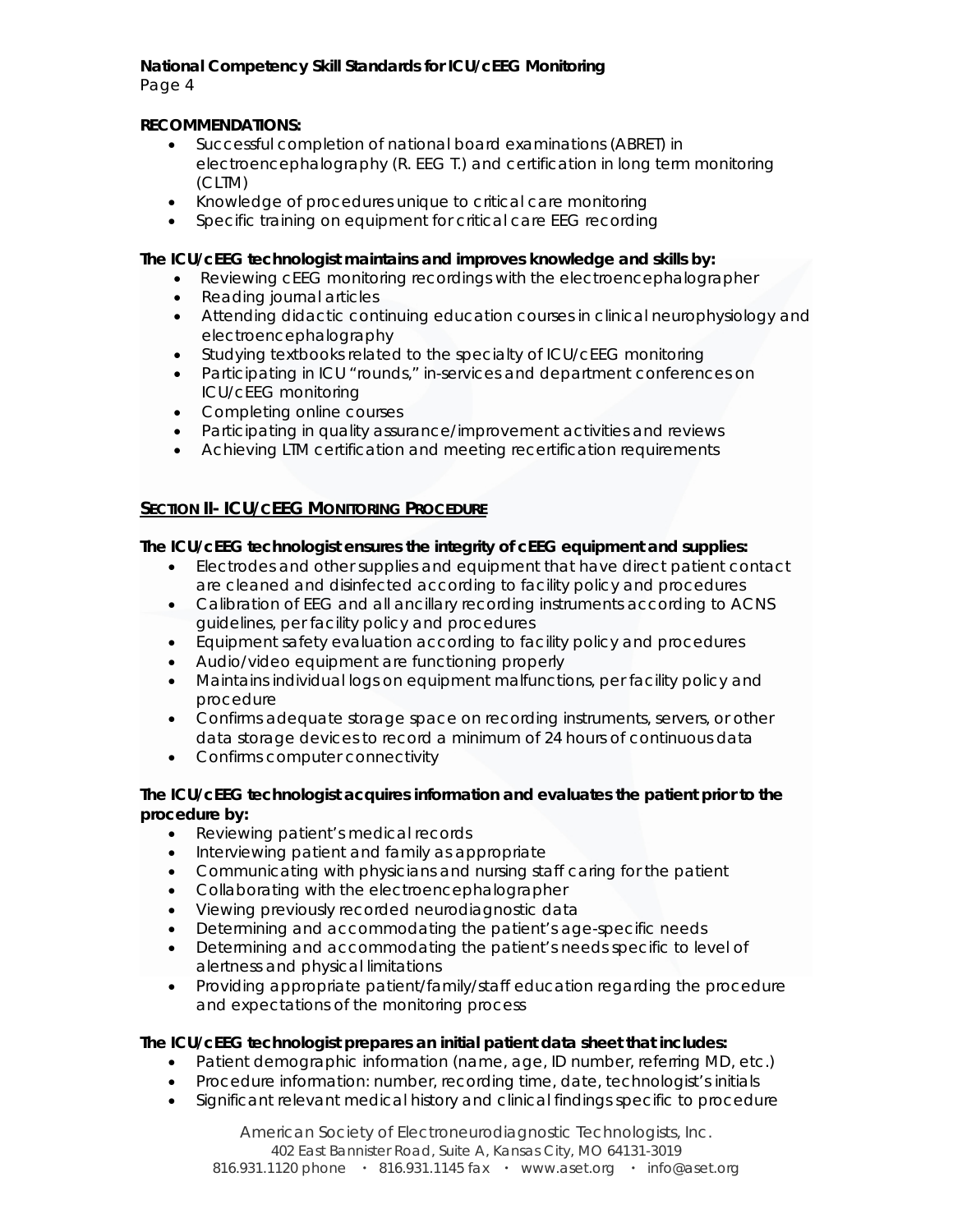**RECOMMENDATIONS:**

- Successful completion of national board examinations (ABRET) in electroencephalography (R. EEG T.) and certification in long term monitoring (CLTM)
- Knowledge of procedures unique to critical care monitoring
- Specific training on equipment for critical care EEG recording

**The ICU/cEEG technologist maintains and improves knowledge and skills by:**

- Reviewing cEEG monitoring recordings with the electroencephalographer
- Reading journal articles
- Attending didactic continuing education courses in clinical neurophysiology and electroencephalography
- Studying textbooks related to the specialty of ICU/cEEG monitoring
- Participating in ICU "rounds," in-services and department conferences on ICU/cEEG monitoring
- Completing online courses
- Participating in quality assurance/improvement activities and reviews
- Achieving LTM certification and meeting recertification requirements

## SECTION II- ICU/CEEG MONITORING PROCEDURE

**The ICU/cEEG technologist ensures the integrity of cEEG equipment and supplies:**

- Electrodes and other supplies and equipment that have direct patient contact are cleaned and disinfected according to facility policy and procedures
- Calibration of EEG and all ancillary recording instruments according to ACNS guidelines, per facility policy and procedures
- Equipment safety evaluation according to facility policy and procedures
- Audio/video equipment are functioning properly
- Maintains individual logs on equipment malfunctions, per facility policy and procedure
- Confirms adequate storage space on recording instruments, servers, or other data storage devices to record a minimum of 24 hours of continuous data
- Confirms computer connectivity

**The ICU/cEEG technologist acquires information and evaluates the patient prior to the procedure by:**

- Reviewing patient's medical records
- Interviewing patient and family as appropriate
- Communicating with physicians and nursing staff caring for the patient
- Collaborating with the electroencephalographer
- Viewing previously recorded neurodiagnostic data
- Determining and accommodating the patient's age-specific needs
- Determining and accommodating the patient's needs specific to level of alertness and physical limitations
- Providing appropriate patient/family/staff education regarding the procedure and expectations of the monitoring process

**The ICU/cEEG technologist prepares an initial patient data sheet that includes:**

- Patient demographic information (name, age, ID number, referring MD, etc.)
- Procedure information: number, recording time, date, technologist's initials
- Significant relevant medical history and clinical findings specific to procedure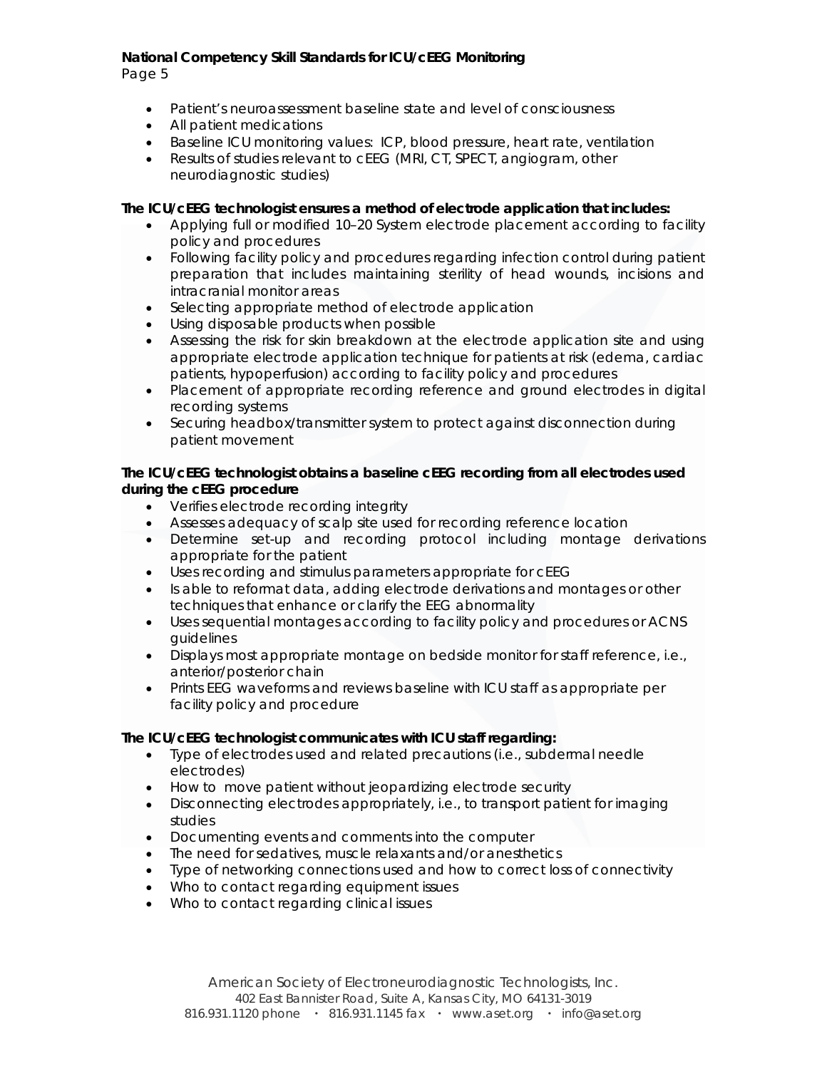- Patient's neuroassessment baseline state and level of consciousness
- All patient medications
- Baseline ICU monitoring values: ICP, blood pressure, heart rate, ventilation
- Results of studies relevant to cEEG (MRI, CT, SPECT, angiogram, other neurodiagnostic studies)

**The ICU/cEEG technologist ensures a method of electrode application that includes:**

- Applying full or modified 10–20 System electrode placement according to facility policy and procedures
- Following facility policy and procedures regarding infection control during patient preparation that includes maintaining sterility of head wounds, incisions and intracranial monitor areas
- Selecting appropriate method of electrode application
- Using disposable products when possible
- Assessing the risk for skin breakdown at the electrode application site and using appropriate electrode application technique for patients at risk (edema, cardiac patients, hypoperfusion) according to facility policy and procedures
- Placement of appropriate recording reference and ground electrodes in digital recording systems
- Securing headbox/transmitter system to protect against disconnection during patient movement

**The ICU/cEEG technologist obtains a baseline cEEG recording from all electrodes used during the cEEG procedure**

- Verifies electrode recording integrity
- Assesses adequacy of scalp site used for recording reference location
- Determine set-up and recording protocol including montage derivations appropriate for the patient
- Uses recording and stimulus parameters appropriate for cEEG
- Is able to reformat data, adding electrode derivations and montages or other techniques that enhance or clarify the EEG abnormality
- Uses sequential montages according to facility policy and procedures or ACNS guidelines
- Displays most appropriate montage on bedside monitor for staff reference, i.e., anterior/posterior chain
- Prints EEG waveforms and reviews baseline with ICU staff as appropriate per facility policy and procedure

**The ICU/cEEG technologist communicates with ICU staff regarding:**

- Type of electrodes used and related precautions (i.e., subdermal needle electrodes)
- How to move patient without jeopardizing electrode security
- Disconnecting electrodes appropriately, i.e., to transport patient for imaging studies
- Documenting events and comments into the computer
- The need for sedatives, muscle relaxants and/or anesthetics
- Type of networking connections used and how to correct loss of connectivity
- Who to contact regarding equipment issues
- Who to contact regarding clinical issues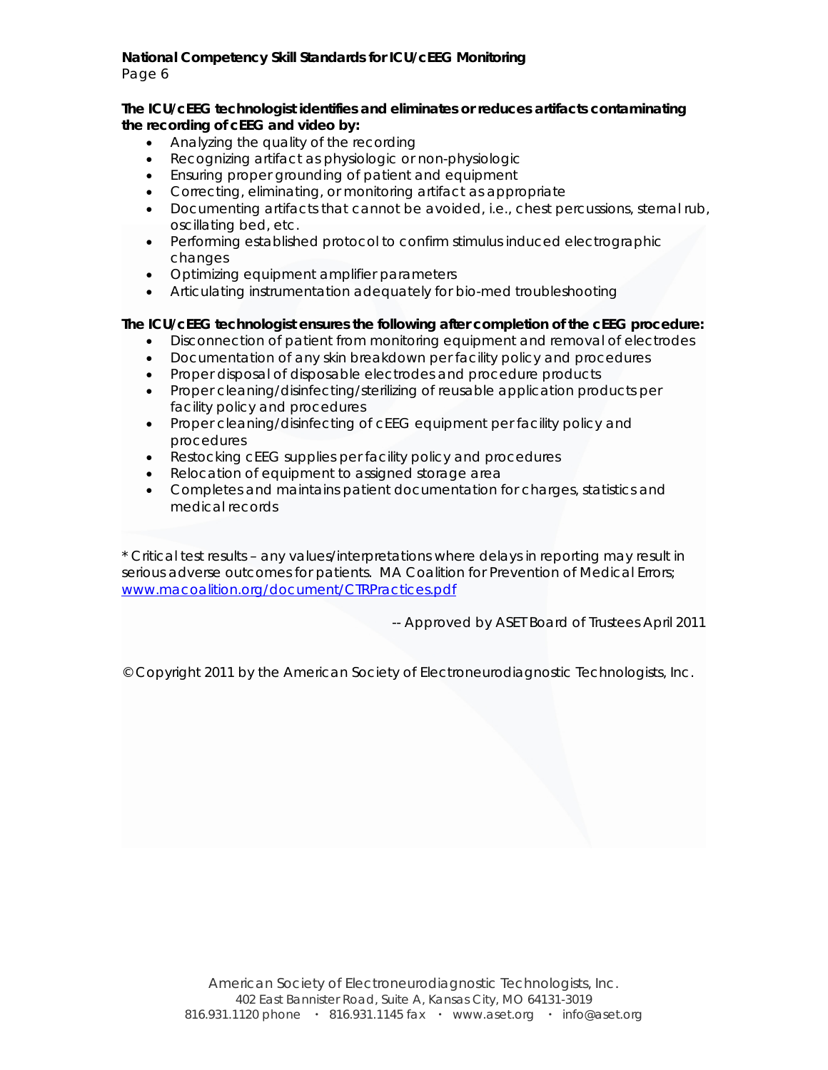**The ICU/cEEG technologist identifies and eliminates or reduces artifacts contaminating the recording of cEEG and video by:**

- Analyzing the quality of the recording
- Recognizing artifact as physiologic or non-physiologic
- Ensuring proper grounding of patient and equipment
- Correcting, eliminating, or monitoring artifact as appropriate
- Documenting artifacts that cannot be avoided, i.e., chest percussions, sternal rub, oscillating bed, etc.
- Performing established protocol to confirm stimulus induced electrographic changes
- Optimizing equipment amplifier parameters
- Articulating instrumentation adequately for bio-med troubleshooting

**The ICU/cEEG technologist ensures the following after completion of the cEEG procedure:**

- Disconnection of patient from monitoring equipment and removal of electrodes
- Documentation of any skin breakdown per facility policy and procedures
- Proper disposal of disposable electrodes and procedure products
- Proper cleaning/disinfecting/sterilizing of reusable application products per facility policy and procedures
- Proper cleaning/disinfecting of cEEG equipment per facility policy and procedures
- Restocking cEEG supplies per facility policy and procedures
- Relocation of equipment to assigned storage area
- Completes and maintains patient documentation for charges, statistics and medical records

* Critical test results – any values/interpretations where delays in reporting may result in serious adverse outcomes for patients. MA Coalition for Prevention of Medical Errors; www.macoalition.org/document/CTRPractices.pdf

-- Approved by ASET Board of Trustees April 2011

© Copyright 2011 by the American Society of Electroneurodiagnostic Technologists, Inc.

American Society of Electroneurodiagnostic Technologists, Inc.
402 East Bannister Road, Suite A, Kansas City, MO 64131-3019
816.931.1120 phone · 816.931.1145 fax · www.aset.org · info@aset.org